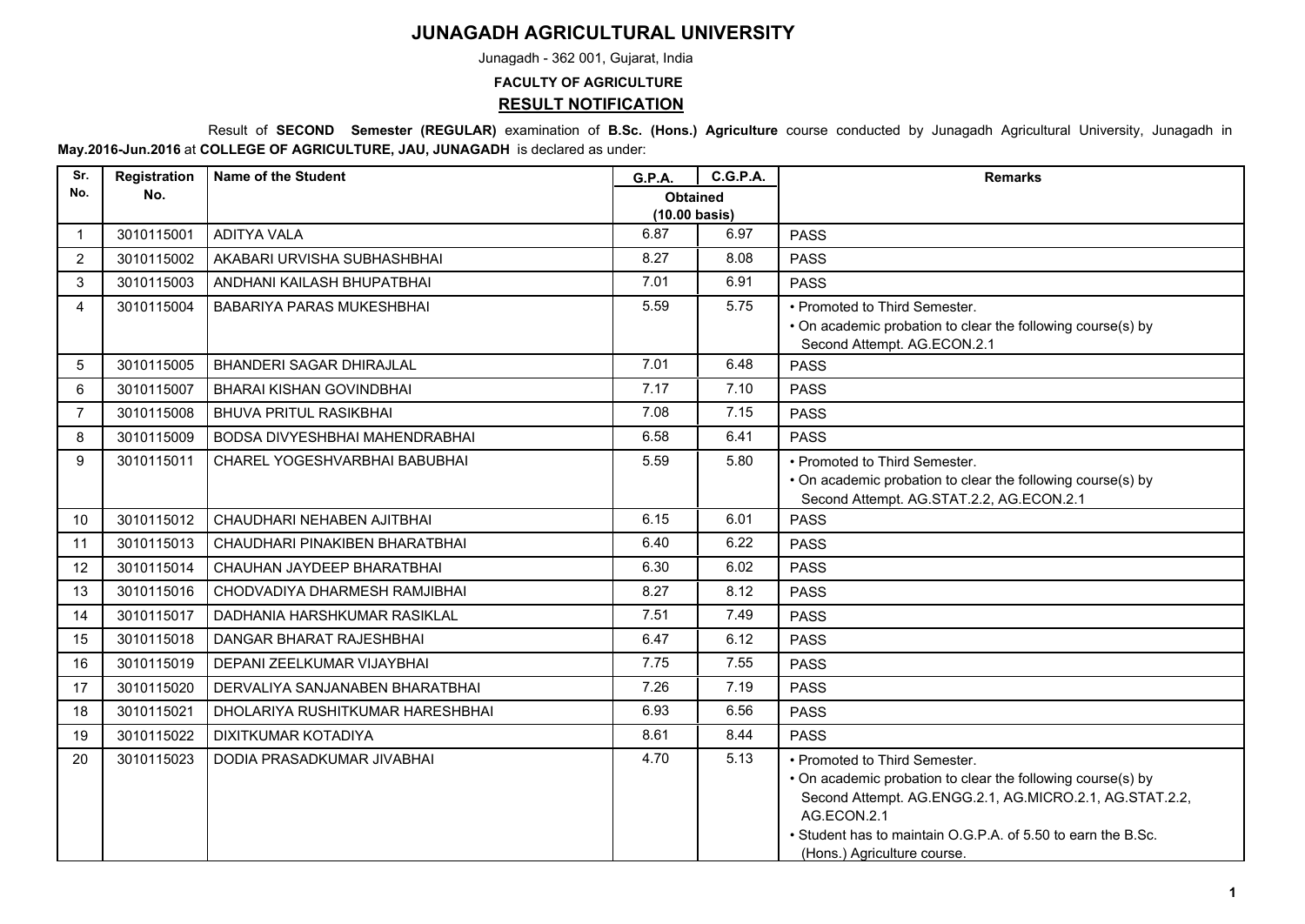# JUNAGADH AGRICULTURAL UNIVERSITY

Junagadh - 362 001, Gujarat, India

**FACULTY OF AGRICULTURE**

## RESULT NOTIFICATION

Result of **SECOND Semester (REGULAR)** examination of **B.Sc. (Hons.) Agriculture** course conducted by Junagadh Agricultural University, Junagadh in **May.2016-Jun.2016** at **COLLEGE OF AGRICULTURE, JAU, JUNAGADH** is declared as under:

| Sr. No. | Registration No. | Name of the Student | G.P.A. | C.G.P.A. | Remarks |
|---|---|---|---|---|---|
| | | | Obtained (10.00 basis) | | |
| 1 | 3010115001 | ADITYA VALA | 6.87 | 6.97 | PASS |
| 2 | 3010115002 | AKABARI URVISHA SUBHASHBHAI | 8.27 | 8.08 | PASS |
| 3 | 3010115003 | ANDHANI KAILASH BHUPATBHAI | 7.01 | 6.91 | PASS |
| 4 | 3010115004 | BABARIYA PARAS MUKESHBHAI | 5.59 | 5.75 | • Promoted to Third Semester. • On academic probation to clear the following course(s) by Second Attempt. AG.ECON.2.1 |
| 5 | 3010115005 | BHANDERI SAGAR DHIRAJLAL | 7.01 | 6.48 | PASS |
| 6 | 3010115007 | BHARAI KISHAN GOVINDBHAI | 7.17 | 7.10 | PASS |
| 7 | 3010115008 | BHUVA PRITUL RASIKBHAI | 7.08 | 7.15 | PASS |
| 8 | 3010115009 | BODSA DIVYESHBHAI MAHENDRABHAI | 6.58 | 6.41 | PASS |
| 9 | 3010115011 | CHAREL YOGESHVARBHAI BABUBHAI | 5.59 | 5.80 | • Promoted to Third Semester. • On academic probation to clear the following course(s) by Second Attempt. AG.STAT.2.2, AG.ECON.2.1 |
| 10 | 3010115012 | CHAUDHARI NEHABEN AJITBHAI | 6.15 | 6.01 | PASS |
| 11 | 3010115013 | CHAUDHARI PINAKIBEN BHARATBHAI | 6.40 | 6.22 | PASS |
| 12 | 3010115014 | CHAUHAN JAYDEEP BHARATBHAI | 6.30 | 6.02 | PASS |
| 13 | 3010115016 | CHODVADIYA DHARMESH RAMJIBHAI | 8.27 | 8.12 | PASS |
| 14 | 3010115017 | DADHANIA HARSHKUMAR RASIKLAL | 7.51 | 7.49 | PASS |
| 15 | 3010115018 | DANGAR BHARAT RAJESHBHAI | 6.47 | 6.12 | PASS |
| 16 | 3010115019 | DEPANI ZEELKUMAR VIJAYBHAI | 7.75 | 7.55 | PASS |
| 17 | 3010115020 | DERVALIYA SANJANABEN BHARATBHAI | 7.26 | 7.19 | PASS |
| 18 | 3010115021 | DHOLARIYA RUSHITKUMAR HARESHBHAI | 6.93 | 6.56 | PASS |
| 19 | 3010115022 | DIXITKUMAR KOTADIYA | 8.61 | 8.44 | PASS |
| 20 | 3010115023 | DODIA PRASADKUMAR JIVABHAI | 4.70 | 5.13 | • Promoted to Third Semester. • On academic probation to clear the following course(s) by Second Attempt. AG.ENGG.2.1, AG.MICRO.2.1, AG.STAT.2.2, AG.ECON.2.1 • Student has to maintain O.G.P.A. of 5.50 to earn the B.Sc. (Hons.) Agriculture course. |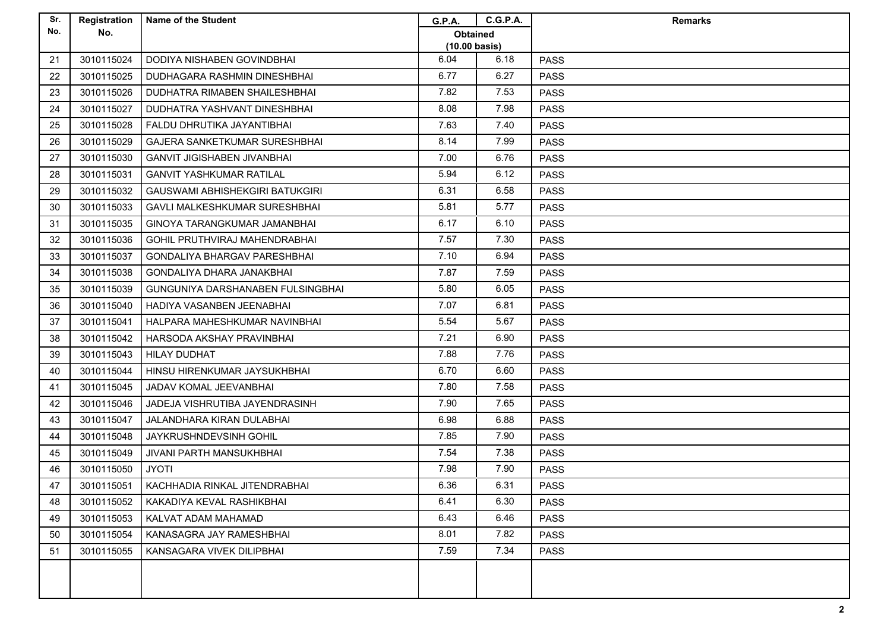| Sr. No. | Registration No. | Name of the Student | G.P.A. | C.G.P.A. | Remarks |
|---|---|---|---|---|---|
| | | | Obtained (10.00 basis) | | |
| 21 | 3010115024 | DODIYA NISHABEN GOVINDBHAI | 6.04 | 6.18 | PASS |
| 22 | 3010115025 | DUDHAGARA RASHMIN DINESHBHAI | 6.77 | 6.27 | PASS |
| 23 | 3010115026 | DUDHATRA RIMABEN SHAILESHBHAI | 7.82 | 7.53 | PASS |
| 24 | 3010115027 | DUDHATRA YASHVANT DINESHBHAI | 8.08 | 7.98 | PASS |
| 25 | 3010115028 | FALDU DHRUTIKA JAYANTIBHAI | 7.63 | 7.40 | PASS |
| 26 | 3010115029 | GAJERA SANKETKUMAR SURESHBHAI | 8.14 | 7.99 | PASS |
| 27 | 3010115030 | GANVIT JIGISHABEN JIVANBHAI | 7.00 | 6.76 | PASS |
| 28 | 3010115031 | GANVIT YASHKUMAR RATILAL | 5.94 | 6.12 | PASS |
| 29 | 3010115032 | GAUSWAMI ABHISHEKGIRI BATUKGIRI | 6.31 | 6.58 | PASS |
| 30 | 3010115033 | GAVLI MALKESHKUMAR SURESHBHAI | 5.81 | 5.77 | PASS |
| 31 | 3010115035 | GINOYA TARANGKUMAR JAMANBHAI | 6.17 | 6.10 | PASS |
| 32 | 3010115036 | GOHIL PRUTHVIRAJ MAHENDRABHAI | 7.57 | 7.30 | PASS |
| 33 | 3010115037 | GONDALIYA BHARGAV PARESHBHAI | 7.10 | 6.94 | PASS |
| 34 | 3010115038 | GONDALIYA DHARA JANAKBHAI | 7.87 | 7.59 | PASS |
| 35 | 3010115039 | GUNGUNIYA DARSHANABEN FULSINGBHAI | 5.80 | 6.05 | PASS |
| 36 | 3010115040 | HADIYA VASANBEN JEENABHAI | 7.07 | 6.81 | PASS |
| 37 | 3010115041 | HALPARA MAHESHKUMAR NAVINBHAI | 5.54 | 5.67 | PASS |
| 38 | 3010115042 | HARSODA AKSHAY PRAVINBHAI | 7.21 | 6.90 | PASS |
| 39 | 3010115043 | HILAY DUDHAT | 7.88 | 7.76 | PASS |
| 40 | 3010115044 | HINSU HIRENKUMAR JAYSUKHBHAI | 6.70 | 6.60 | PASS |
| 41 | 3010115045 | JADAV KOMAL JEEVANBHAI | 7.80 | 7.58 | PASS |
| 42 | 3010115046 | JADEJA VISHRUTIBA JAYENDRASINH | 7.90 | 7.65 | PASS |
| 43 | 3010115047 | JALANDHARA KIRAN DULABHAI | 6.98 | 6.88 | PASS |
| 44 | 3010115048 | JAYKRUSHNDEVSINH GOHIL | 7.85 | 7.90 | PASS |
| 45 | 3010115049 | JIVANI PARTH MANSUKHBHAI | 7.54 | 7.38 | PASS |
| 46 | 3010115050 | JYOTI | 7.98 | 7.90 | PASS |
| 47 | 3010115051 | KACHHADIA RINKAL JITENDRABHAI | 6.36 | 6.31 | PASS |
| 48 | 3010115052 | KAKADIYA KEVAL RASHIKBHAI | 6.41 | 6.30 | PASS |
| 49 | 3010115053 | KALVAT ADAM MAHAMAD | 6.43 | 6.46 | PASS |
| 50 | 3010115054 | KANASAGRA JAY RAMESHBHAI | 8.01 | 7.82 | PASS |
| 51 | 3010115055 | KANSAGARA VIVEK DILIPBHAI | 7.59 | 7.34 | PASS |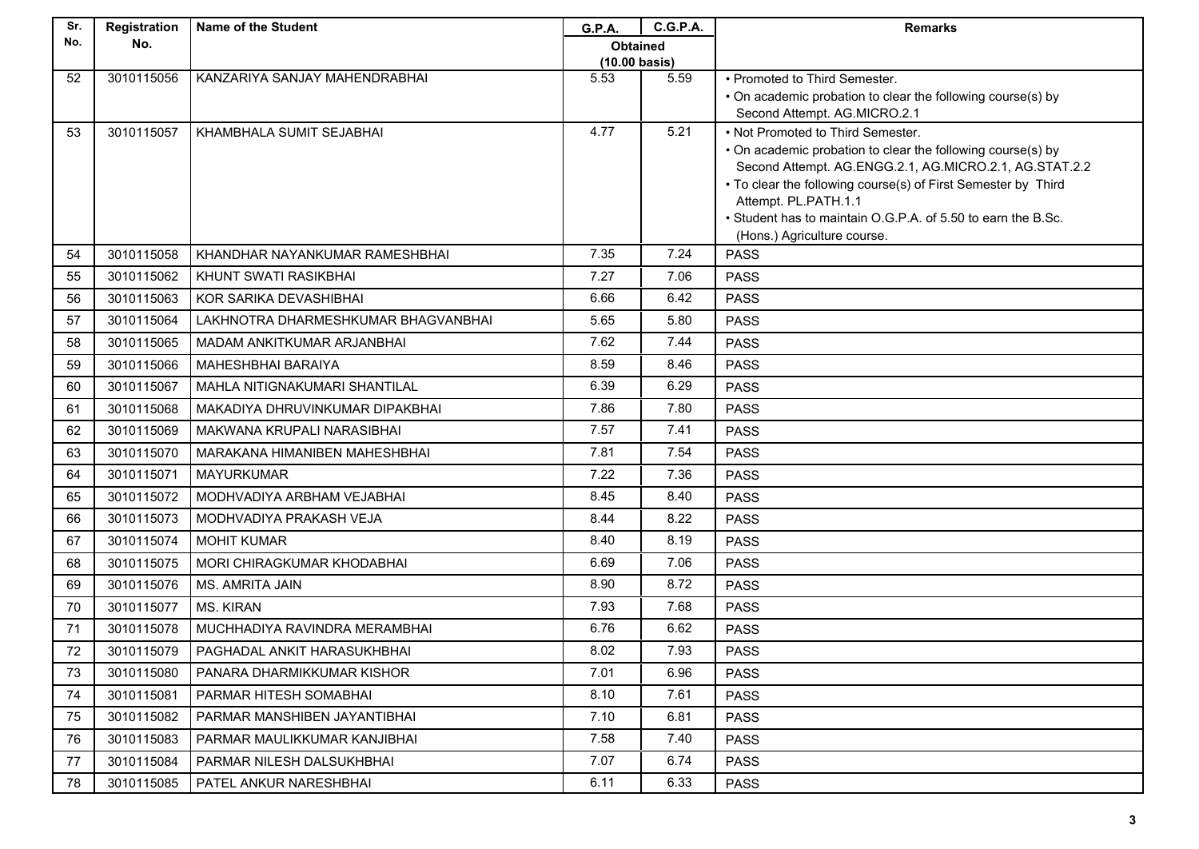| Sr. No. | Registration No. | Name of the Student | G.P.A. | C.G.P.A. | Remarks |
|---|---|---|---|---|---|
| | | | Obtained (10.00 basis) | | |
| 52 | 3010115056 | KANZARIYA SANJAY MAHENDRABHAI | 5.53 | 5.59 | • Promoted to Third Semester. • On academic probation to clear the following course(s) by Second Attempt. AG.MICRO.2.1 |
| 53 | 3010115057 | KHAMBHALA SUMIT SEJABHAI | 4.77 | 5.21 | • Not Promoted to Third Semester. • On academic probation to clear the following course(s) by Second Attempt. AG.ENGG.2.1, AG.MICRO.2.1, AG.STAT.2.2 • To clear the following course(s) of First Semester by Third Attempt. PL.PATH.1.1 • Student has to maintain O.G.P.A. of 5.50 to earn the B.Sc. (Hons.) Agriculture course. |
| 54 | 3010115058 | KHANDHAR NAYANKUMAR RAMESHBHAI | 7.35 | 7.24 | PASS |
| 55 | 3010115062 | KHUNT SWATI RASIKBHAI | 7.27 | 7.06 | PASS |
| 56 | 3010115063 | KOR SARIKA DEVASHIBHAI | 6.66 | 6.42 | PASS |
| 57 | 3010115064 | LAKHNOTRA DHARMESHKUMAR BHAGVANBHAI | 5.65 | 5.80 | PASS |
| 58 | 3010115065 | MADAM ANKITKUMAR ARJANBHAI | 7.62 | 7.44 | PASS |
| 59 | 3010115066 | MAHESHBHAI BARAIYA | 8.59 | 8.46 | PASS |
| 60 | 3010115067 | MAHLA NITIGNAKUMARI SHANTILAL | 6.39 | 6.29 | PASS |
| 61 | 3010115068 | MAKADIYA DHRUVINKUMAR DIPAKBHAI | 7.86 | 7.80 | PASS |
| 62 | 3010115069 | MAKWANA KRUPALI NARASIBHAI | 7.57 | 7.41 | PASS |
| 63 | 3010115070 | MARAKANA HIMANIBEN MAHESHBHAI | 7.81 | 7.54 | PASS |
| 64 | 3010115071 | MAYURKUMAR | 7.22 | 7.36 | PASS |
| 65 | 3010115072 | MODHVADIYA ARBHAM VEJABHAI | 8.45 | 8.40 | PASS |
| 66 | 3010115073 | MODHVADIYA PRAKASH VEJA | 8.44 | 8.22 | PASS |
| 67 | 3010115074 | MOHIT KUMAR | 8.40 | 8.19 | PASS |
| 68 | 3010115075 | MORI CHIRAGKUMAR KHODABHAI | 6.69 | 7.06 | PASS |
| 69 | 3010115076 | MS. AMRITA JAIN | 8.90 | 8.72 | PASS |
| 70 | 3010115077 | MS. KIRAN | 7.93 | 7.68 | PASS |
| 71 | 3010115078 | MUCHHADIYA RAVINDRA MERAMBHAI | 6.76 | 6.62 | PASS |
| 72 | 3010115079 | PAGHADAL ANKIT HARASUKHBHAI | 8.02 | 7.93 | PASS |
| 73 | 3010115080 | PANARA DHARMIKKUMAR KISHOR | 7.01 | 6.96 | PASS |
| 74 | 3010115081 | PARMAR HITESH SOMABHAI | 8.10 | 7.61 | PASS |
| 75 | 3010115082 | PARMAR MANSHIBEN JAYANTIBHAI | 7.10 | 6.81 | PASS |
| 76 | 3010115083 | PARMAR MAULIKKUMAR KANJIBHAI | 7.58 | 7.40 | PASS |
| 77 | 3010115084 | PARMAR NILESH DALSUKHBHAI | 7.07 | 6.74 | PASS |
| 78 | 3010115085 | PATEL ANKUR NARESHBHAI | 6.11 | 6.33 | PASS |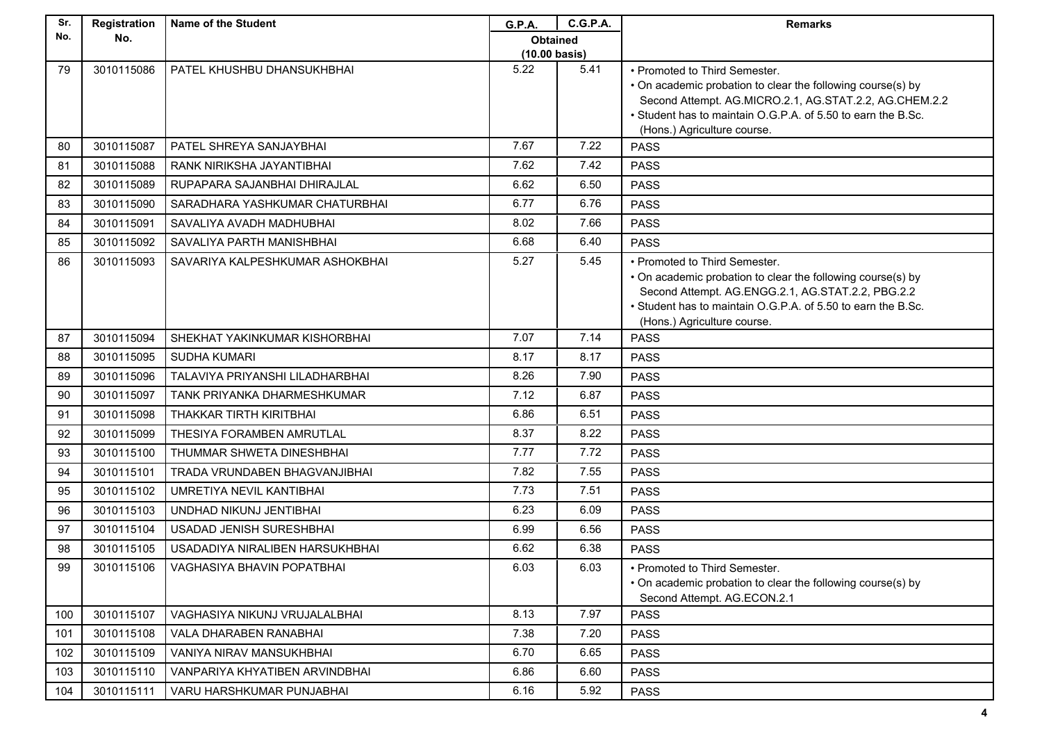| Sr. No. | Registration No. | Name of the Student | G.P.A. | C.G.P.A. | Remarks |
|---|---|---|---|---|---|
| | | | Obtained (10.00 basis) | | |
| 79 | 3010115086 | PATEL KHUSHBU DHANSUKHBHAI | 5.22 | 5.41 | • Promoted to Third Semester.<br>• On academic probation to clear the following course(s) by Second Attempt. AG.MICRO.2.1, AG.STAT.2.2, AG.CHEM.2.2<br>• Student has to maintain O.G.P.A. of 5.50 to earn the B.Sc. (Hons.) Agriculture course. |
| 80 | 3010115087 | PATEL SHREYA SANJAYBHAI | 7.67 | 7.22 | PASS |
| 81 | 3010115088 | RANK NIRIKSHA JAYANTIBHAI | 7.62 | 7.42 | PASS |
| 82 | 3010115089 | RUPAPARA SAJANBHAI DHIRAJLAL | 6.62 | 6.50 | PASS |
| 83 | 3010115090 | SARADHARA YASHKUMAR CHATURBHAI | 6.77 | 6.76 | PASS |
| 84 | 3010115091 | SAVALIYA AVADH MADHUBHAI | 8.02 | 7.66 | PASS |
| 85 | 3010115092 | SAVALIYA PARTH MANISHBHAI | 6.68 | 6.40 | PASS |
| 86 | 3010115093 | SAVARIYA KALPESHKUMAR ASHOKBHAI | 5.27 | 5.45 | • Promoted to Third Semester.<br>• On academic probation to clear the following course(s) by Second Attempt. AG.ENGG.2.1, AG.STAT.2.2, PBG.2.2<br>• Student has to maintain O.G.P.A. of 5.50 to earn the B.Sc. (Hons.) Agriculture course. |
| 87 | 3010115094 | SHEKHAT YAKINKUMAR KISHORBHAI | 7.07 | 7.14 | PASS |
| 88 | 3010115095 | SUDHA KUMARI | 8.17 | 8.17 | PASS |
| 89 | 3010115096 | TALAVIYA PRIYANSHI LILADHARBHAI | 8.26 | 7.90 | PASS |
| 90 | 3010115097 | TANK PRIYANKA DHARMESHKUMAR | 7.12 | 6.87 | PASS |
| 91 | 3010115098 | THAKKAR TIRTH KIRITBHAI | 6.86 | 6.51 | PASS |
| 92 | 3010115099 | THESIYA FORAMBEN AMRUTLAL | 8.37 | 8.22 | PASS |
| 93 | 3010115100 | THUMMAR SHWETA DINESHBHAI | 7.77 | 7.72 | PASS |
| 94 | 3010115101 | TRADA VRUNDABEN BHAGVANJIBHAI | 7.82 | 7.55 | PASS |
| 95 | 3010115102 | UMRETIYA NEVIL KANTIBHAI | 7.73 | 7.51 | PASS |
| 96 | 3010115103 | UNDHAD NIKUNJ JENTIBHAI | 6.23 | 6.09 | PASS |
| 97 | 3010115104 | USADAD JENISH SURESHBHAI | 6.99 | 6.56 | PASS |
| 98 | 3010115105 | USADADIYA NIRALIBEN HARSUKHBHAI | 6.62 | 6.38 | PASS |
| 99 | 3010115106 | VAGHASIYA BHAVIN POPATBHAI | 6.03 | 6.03 | • Promoted to Third Semester.<br>• On academic probation to clear the following course(s) by Second Attempt. AG.ECON.2.1 |
| 100 | 3010115107 | VAGHASIYA NIKUNJ VRUJALALBHAI | 8.13 | 7.97 | PASS |
| 101 | 3010115108 | VALA DHARABEN RANABHAI | 7.38 | 7.20 | PASS |
| 102 | 3010115109 | VANIYA NIRAV MANSUKHBHAI | 6.70 | 6.65 | PASS |
| 103 | 3010115110 | VANPARIYA KHYATIBEN ARVINDBHAI | 6.86 | 6.60 | PASS |
| 104 | 3010115111 | VARU HARSHKUMAR PUNJABHAI | 6.16 | 5.92 | PASS |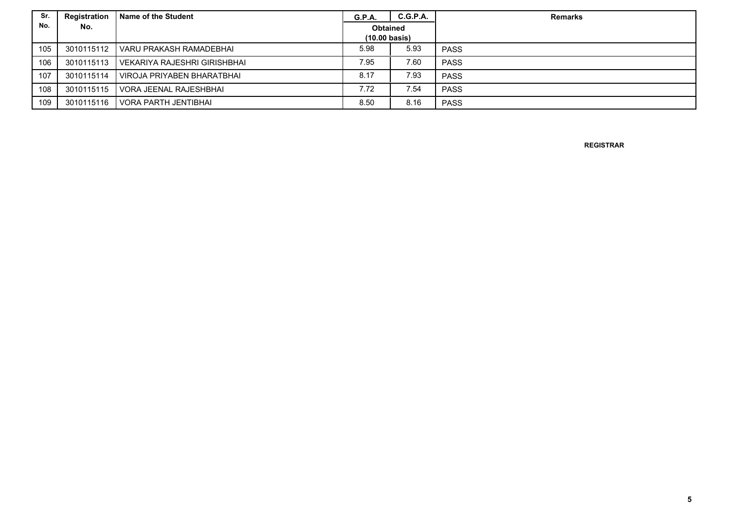| Sr. No. | Registration No. | Name of the Student | G.P.A. | C.G.P.A. | Remarks |
|---|---|---|---|---|---|
| | | | Obtained (10.00 basis) | | |
| 105 | 3010115112 | VARU PRAKASH RAMADEBHAI | 5.98 | 5.93 | PASS |
| 106 | 3010115113 | VEKARIYA RAJESHRI GIRISHBHAI | 7.95 | 7.60 | PASS |
| 107 | 3010115114 | VIROJA PRIYABEN BHARATBHAI | 8.17 | 7.93 | PASS |
| 108 | 3010115115 | VORA JEENAL RAJESHBHAI | 7.72 | 7.54 | PASS |
| 109 | 3010115116 | VORA PARTH JENTIBHAI | 8.50 | 8.16 | PASS |

**REGISTRAR**